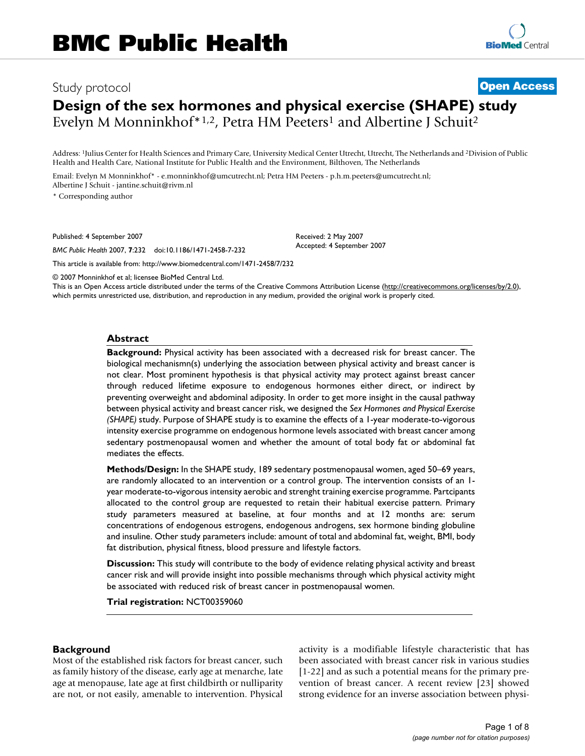# BMC Public Health

Study protocol

**Open Access**

## Design of the sex hormones and physical exercise (SHAPE) study

Evelyn M Monninkhof*[1,2], Petra HM Peeters[1] and Albertine J Schuit[2]

Address: [1]Julius Center for Health Sciences and Primary Care, University Medical Center Utrecht, Utrecht, The Netherlands and [2]Division of Public Health and Health Care, National Institute for Public Health and the Environment, Bilthoven, The Netherlands

Email: Evelyn M Monninkhof* - e.monninkhof@umcutrecht.nl; Petra HM Peeters - p.h.m.peeters@umcutrecht.nl; Albertine J Schuit - jantine.schuit@rivm.nl

\* Corresponding author

Published: 4 September 2007

*BMC Public Health* 2007, **7**:232 doi:10.1186/1471-2458-7-232

Received: 2 May 2007
Accepted: 4 September 2007

This article is available from: http://www.biomedcentral.com/1471-2458/7/232

© 2007 Monninkhof et al; licensee BioMed Central Ltd.
This is an Open Access article distributed under the terms of the Creative Commons Attribution License (http://creativecommons.org/licenses/by/2.0), which permits unrestricted use, distribution, and reproduction in any medium, provided the original work is properly cited.

### Abstract

**Background:** Physical activity has been associated with a decreased risk for breast cancer. The biological mechanismn(s) underlying the association between physical activity and breast cancer is not clear. Most prominent hypothesis is that physical activity may protect against breast cancer through reduced lifetime exposure to endogenous hormones either direct, or indirect by preventing overweight and abdominal adiposity. In order to get more insight in the causal pathway between physical activity and breast cancer risk, we designed the *Sex Hormones and Physical Exercise (SHAPE)* study. Purpose of SHAPE study is to examine the effects of a 1-year moderate-to-vigorous intensity exercise programme on endogenous hormone levels associated with breast cancer among sedentary postmenopausal women and whether the amount of total body fat or abdominal fat mediates the effects.

**Methods/Design:** In the SHAPE study, 189 sedentary postmenopausal women, aged 50–69 years, are randomly allocated to an intervention or a control group. The intervention consists of an 1-year moderate-to-vigorous intensity aerobic and strenght training exercise programme. Partcipants allocated to the control group are requested to retain their habitual exercise pattern. Primary study parameters measured at baseline, at four months and at 12 months are: serum concentrations of endogenous estrogens, endogenous androgens, sex hormone binding globuline and insuline. Other study parameters include: amount of total and abdominal fat, weight, BMI, body fat distribution, physical fitness, blood pressure and lifestyle factors.

**Discussion:** This study will contribute to the body of evidence relating physical activity and breast cancer risk and will provide insight into possible mechanisms through which physical activity might be associated with reduced risk of breast cancer in postmenopausal women.

**Trial registration:** NCT00359060

## Background

Most of the established risk factors for breast cancer, such as family history of the disease, early age at menarche, late age at menopause, late age at first childbirth or nulliparity are not, or not easily, amenable to intervention. Physical activity is a modifiable lifestyle characteristic that has been associated with breast cancer risk in various studies [1-22] and as such a potential means for the primary prevention of breast cancer. A recent review [23] showed strong evidence for an inverse association between physi-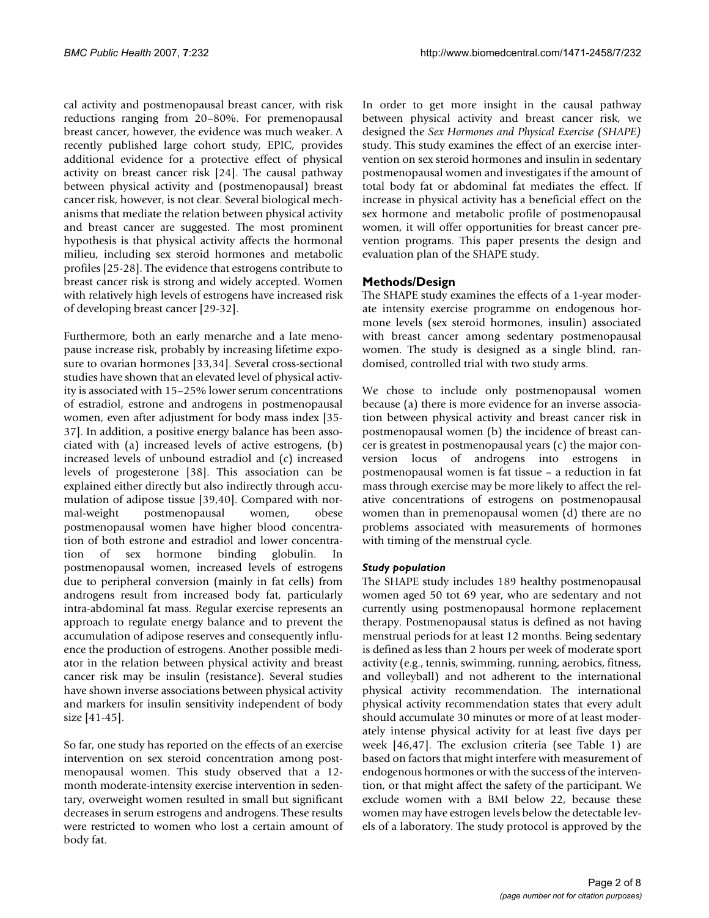cal activity and postmenopausal breast cancer, with risk reductions ranging from 20–80%. For premenopausal breast cancer, however, the evidence was much weaker. A recently published large cohort study, EPIC, provides additional evidence for a protective effect of physical activity on breast cancer risk [24]. The causal pathway between physical activity and (postmenopausal) breast cancer risk, however, is not clear. Several biological mechanisms that mediate the relation between physical activity and breast cancer are suggested. The most prominent hypothesis is that physical activity affects the hormonal milieu, including sex steroid hormones and metabolic profiles [25-28]. The evidence that estrogens contribute to breast cancer risk is strong and widely accepted. Women with relatively high levels of estrogens have increased risk of developing breast cancer [29-32].

Furthermore, both an early menarche and a late menopause increase risk, probably by increasing lifetime exposure to ovarian hormones [33,34]. Several cross-sectional studies have shown that an elevated level of physical activity is associated with 15–25% lower serum concentrations of estradiol, estrone and androgens in postmenopausal women, even after adjustment for body mass index [35-37]. In addition, a positive energy balance has been associated with (a) increased levels of active estrogens, (b) increased levels of unbound estradiol and (c) increased levels of progesterone [38]. This association can be explained either directly but also indirectly through accumulation of adipose tissue [39,40]. Compared with normal-weight postmenopausal women, obese postmenopausal women have higher blood concentration of both estrone and estradiol and lower concentration of sex hormone binding globulin. In postmenopausal women, increased levels of estrogens due to peripheral conversion (mainly in fat cells) from androgens result from increased body fat, particularly intra-abdominal fat mass. Regular exercise represents an approach to regulate energy balance and to prevent the accumulation of adipose reserves and consequently influence the production of estrogens. Another possible mediator in the relation between physical activity and breast cancer risk may be insulin (resistance). Several studies have shown inverse associations between physical activity and markers for insulin sensitivity independent of body size [41-45].

So far, one study has reported on the effects of an exercise intervention on sex steroid concentration among postmenopausal women. This study observed that a 12-month moderate-intensity exercise intervention in sedentary, overweight women resulted in small but significant decreases in serum estrogens and androgens. These results were restricted to women who lost a certain amount of body fat.

In order to get more insight in the causal pathway between physical activity and breast cancer risk, we designed the *Sex Hormones and Physical Exercise (SHAPE)* study. This study examines the effect of an exercise intervention on sex steroid hormones and insulin in sedentary postmenopausal women and investigates if the amount of total body fat or abdominal fat mediates the effect. If increase in physical activity has a beneficial effect on the sex hormone and metabolic profile of postmenopausal women, it will offer opportunities for breast cancer prevention programs. This paper presents the design and evaluation plan of the SHAPE study.

## Methods/Design

The SHAPE study examines the effects of a 1-year moderate intensity exercise programme on endogenous hormone levels (sex steroid hormones, insulin) associated with breast cancer among sedentary postmenopausal women. The study is designed as a single blind, randomised, controlled trial with two study arms.

We chose to include only postmenopausal women because (a) there is more evidence for an inverse association between physical activity and breast cancer risk in postmenopausal women (b) the incidence of breast cancer is greatest in postmenopausal years (c) the major conversion locus of androgens into estrogens in postmenopausal women is fat tissue – a reduction in fat mass through exercise may be more likely to affect the relative concentrations of estrogens on postmenopausal women than in premenopausal women (d) there are no problems associated with measurements of hormones with timing of the menstrual cycle.

### *Study population*

The SHAPE study includes 189 healthy postmenopausal women aged 50 tot 69 year, who are sedentary and not currently using postmenopausal hormone replacement therapy. Postmenopausal status is defined as not having menstrual periods for at least 12 months. Being sedentary is defined as less than 2 hours per week of moderate sport activity (e.g., tennis, swimming, running, aerobics, fitness, and volleyball) and not adherent to the international physical activity recommendation. The international physical activity recommendation states that every adult should accumulate 30 minutes or more of at least moderately intense physical activity for at least five days per week [46,47]. The exclusion criteria (see Table 1) are based on factors that might interfere with measurement of endogenous hormones or with the success of the intervention, or that might affect the safety of the participant. We exclude women with a BMI below 22, because these women may have estrogen levels below the detectable levels of a laboratory. The study protocol is approved by the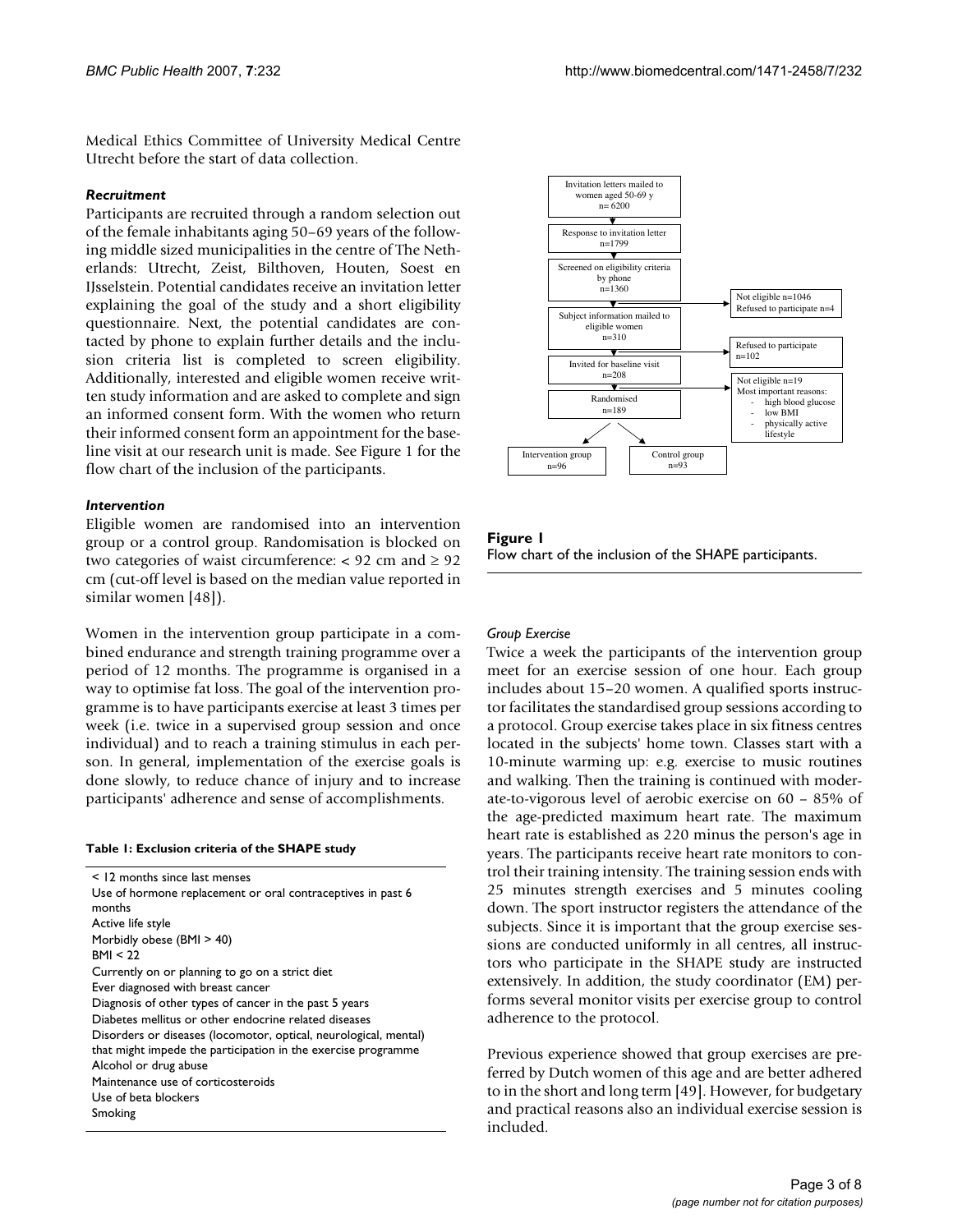Medical Ethics Committee of University Medical Centre Utrecht before the start of data collection.

### *Recruitment*

Participants are recruited through a random selection out of the female inhabitants aging 50–69 years of the following middle sized municipalities in the centre of The Netherlands: Utrecht, Zeist, Bilthoven, Houten, Soest en IJsselstein. Potential candidates receive an invitation letter explaining the goal of the study and a short eligibility questionnaire. Next, the potential candidates are contacted by phone to explain further details and the inclusion criteria list is completed to screen eligibility. Additionally, interested and eligible women receive written study information and are asked to complete and sign an informed consent form. With the women who return their informed consent form an appointment for the baseline visit at our research unit is made. See Figure 1 for the flow chart of the inclusion of the participants.

### *Intervention*

Eligible women are randomised into an intervention group or a control group. Randomisation is blocked on two categories of waist circumference: < 92 cm and ≥ 92 cm (cut-off level is based on the median value reported in similar women [48]).

Women in the intervention group participate in a combined endurance and strength training programme over a period of 12 months. The programme is organised in a way to optimise fat loss. The goal of the intervention programme is to have participants exercise at least 3 times per week (i.e. twice in a supervised group session and once individual) and to reach a training stimulus in each person. In general, implementation of the exercise goals is done slowly, to reduce chance of injury and to increase participants' adherence and sense of accomplishments.

**Table 1: Exclusion criteria of the SHAPE study**

| |
|---|
| < 12 months since last menses |
| Use of hormone replacement or oral contraceptives in past 6 months |
| Active life style |
| Morbidly obese (BMI > 40) |
| BMI < 22 |
| Currently on or planning to go on a strict diet |
| Ever diagnosed with breast cancer |
| Diagnosis of other types of cancer in the past 5 years |
| Diabetes mellitus or other endocrine related diseases |
| Disorders or diseases (locomotor, optical, neurological, mental) that might impede the participation in the exercise programme |
| Alcohol or drug abuse |
| Maintenance use of corticosteroids |
| Use of beta blockers |
| Smoking |

Invitation letters mailed to women aged 50-69 y n= 6200
→ Response to invitation letter n=1799
→ Screened on eligibility criteria by phone n=1360
→ (Not eligible n=1046; Refused to participate n=4)
→ Subject information mailed to eligible women n=310
→ (Refused to participate n=102)
→ Invited for baseline visit n=208
→ (Not eligible n=19. Most important reasons: - high blood glucose - low BMI - physically active lifestyle)
→ Randomised n=189
→ Intervention group n=96; Control group n=93

**Figure 1**
Flow chart of the inclusion of the SHAPE participants.

#### *Group Exercise*

Twice a week the participants of the intervention group meet for an exercise session of one hour. Each group includes about 15–20 women. A qualified sports instructor facilitates the standardised group sessions according to a protocol. Group exercise takes place in six fitness centres located in the subjects' home town. Classes start with a 10-minute warming up: e.g. exercise to music routines and walking. Then the training is continued with moderate-to-vigorous level of aerobic exercise on 60 – 85% of the age-predicted maximum heart rate. The maximum heart rate is established as 220 minus the person's age in years. The participants receive heart rate monitors to control their training intensity. The training session ends with 25 minutes strength exercises and 5 minutes cooling down. The sport instructor registers the attendance of the subjects. Since it is important that the group exercise sessions are conducted uniformly in all centres, all instructors who participate in the SHAPE study are instructed extensively. In addition, the study coordinator (EM) performs several monitor visits per exercise group to control adherence to the protocol.

Previous experience showed that group exercises are preferred by Dutch women of this age and are better adhered to in the short and long term [49]. However, for budgetary and practical reasons also an individual exercise session is included.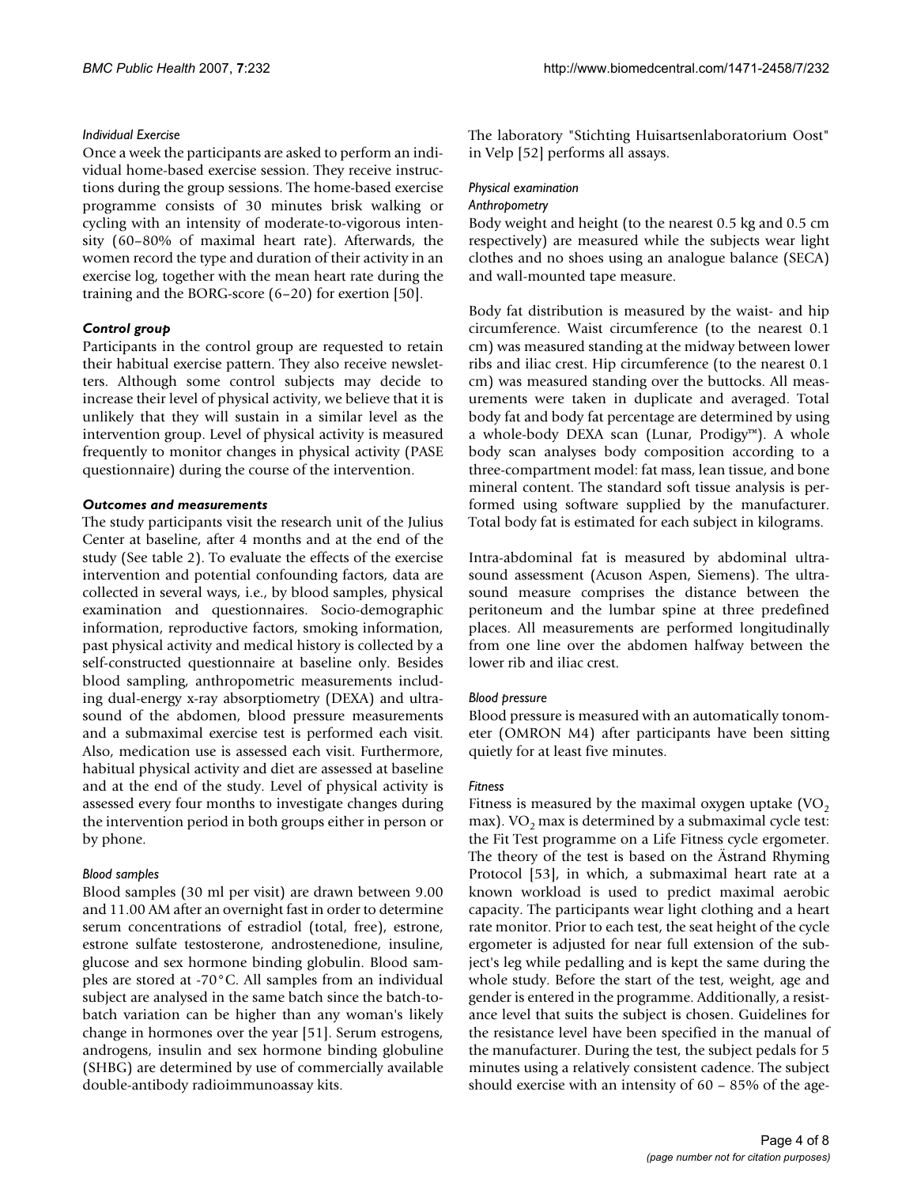*Individual Exercise*

Once a week the participants are asked to perform an individual home-based exercise session. They receive instructions during the group sessions. The home-based exercise programme consists of 30 minutes brisk walking or cycling with an intensity of moderate-to-vigorous intensity (60–80% of maximal heart rate). Afterwards, the women record the type and duration of their activity in an exercise log, together with the mean heart rate during the training and the BORG-score (6–20) for exertion [50].

### *Control group*

Participants in the control group are requested to retain their habitual exercise pattern. They also receive newsletters. Although some control subjects may decide to increase their level of physical activity, we believe that it is unlikely that they will sustain in a similar level as the intervention group. Level of physical activity is measured frequently to monitor changes in physical activity (PASE questionnaire) during the course of the intervention.

### *Outcomes and measurements*

The study participants visit the research unit of the Julius Center at baseline, after 4 months and at the end of the study (See table 2). To evaluate the effects of the exercise intervention and potential confounding factors, data are collected in several ways, i.e., by blood samples, physical examination and questionnaires. Socio-demographic information, reproductive factors, smoking information, past physical activity and medical history is collected by a self-constructed questionnaire at baseline only. Besides blood sampling, anthropometric measurements including dual-energy x-ray absorptiometry (DEXA) and ultrasound of the abdomen, blood pressure measurements and a submaximal exercise test is performed each visit. Also, medication use is assessed each visit. Furthermore, habitual physical activity and diet are assessed at baseline and at the end of the study. Level of physical activity is assessed every four months to investigate changes during the intervention period in both groups either in person or by phone.

*Blood samples*

Blood samples (30 ml per visit) are drawn between 9.00 and 11.00 AM after an overnight fast in order to determine serum concentrations of estradiol (total, free), estrone, estrone sulfate testosterone, androstenedione, insuline, glucose and sex hormone binding globulin. Blood samples are stored at -70°C. All samples from an individual subject are analysed in the same batch since the batch-to-batch variation can be higher than any woman's likely change in hormones over the year [51]. Serum estrogens, androgens, insulin and sex hormone binding globuline (SHBG) are determined by use of commercially available double-antibody radioimmunoassay kits.

The laboratory "Stichting Huisartsenlaboratorium Oost" in Velp [52] performs all assays.

*Physical examination*

*Anthropometry*

Body weight and height (to the nearest 0.5 kg and 0.5 cm respectively) are measured while the subjects wear light clothes and no shoes using an analogue balance (SECA) and wall-mounted tape measure.

Body fat distribution is measured by the waist- and hip circumference. Waist circumference (to the nearest 0.1 cm) was measured standing at the midway between lower ribs and iliac crest. Hip circumference (to the nearest 0.1 cm) was measured standing over the buttocks. All measurements were taken in duplicate and averaged. Total body fat and body fat percentage are determined by using a whole-body DEXA scan (Lunar, Prodigy™). A whole body scan analyses body composition according to a three-compartment model: fat mass, lean tissue, and bone mineral content. The standard soft tissue analysis is performed using software supplied by the manufacturer. Total body fat is estimated for each subject in kilograms.

Intra-abdominal fat is measured by abdominal ultrasound assessment (Acuson Aspen, Siemens). The ultrasound measure comprises the distance between the peritoneum and the lumbar spine at three predefined places. All measurements are performed longitudinally from one line over the abdomen halfway between the lower rib and iliac crest.

*Blood pressure*

Blood pressure is measured with an automatically tonometer (OMRON M4) after participants have been sitting quietly for at least five minutes.

*Fitness*

Fitness is measured by the maximal oxygen uptake ($VO_2$ max). $VO_2$ max is determined by a submaximal cycle test: the Fit Test programme on a Life Fitness cycle ergometer. The theory of the test is based on the Ästrand Rhyming Protocol [53], in which, a submaximal heart rate at a known workload is used to predict maximal aerobic capacity. The participants wear light clothing and a heart rate monitor. Prior to each test, the seat height of the cycle ergometer is adjusted for near full extension of the subject's leg while pedalling and is kept the same during the whole study. Before the start of the test, weight, age and gender is entered in the programme. Additionally, a resistance level that suits the subject is chosen. Guidelines for the resistance level have been specified in the manual of the manufacturer. During the test, the subject pedals for 5 minutes using a relatively consistent cadence. The subject should exercise with an intensity of 60 – 85% of the age-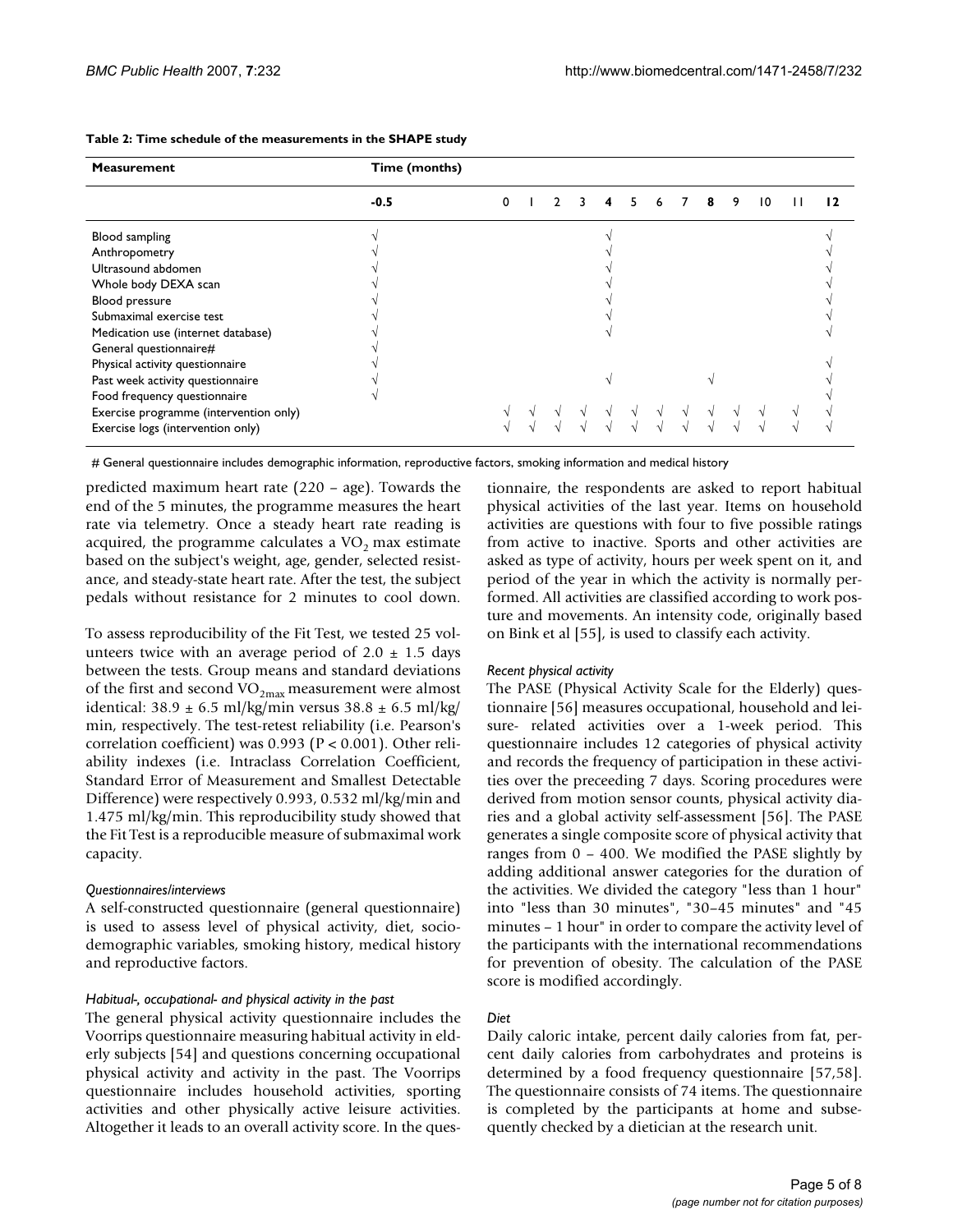**Table 2: Time schedule of the measurements in the SHAPE study**

| Measurement | Time (months) | | | | | | | | | | | | | |
|---|---|---|---|---|---|---|---|---|---|---|---|---|---|---|
| | -0.5 | 0 | 1 | 2 | 3 | 4 | 5 | 6 | 7 | 8 | 9 | 10 | 11 | 12 |
| Blood sampling | √ | | | | | √ | | | | | | | | √ |
| Anthropometry | √ | | | | | √ | | | | | | | | √ |
| Ultrasound abdomen | √ | | | | | √ | | | | | | | | √ |
| Whole body DEXA scan | √ | | | | | √ | | | | | | | | √ |
| Blood pressure | √ | | | | | √ | | | | | | | | √ |
| Submaximal exercise test | √ | | | | | √ | | | | | | | | √ |
| Medication use (internet database) | √ | | | | | √ | | | | | | | | √ |
| General questionnaire# | √ | | | | | | | | | | | | | |
| Physical activity questionnaire | √ | | | | | | | | | | | | | √ |
| Past week activity questionnaire | √ | | | | | √ | | | | √ | | | | √ |
| Food frequency questionnaire | √ | | | | | | | | | | | | | √ |
| Exercise programme (intervention only) | | √ | √ | √ | √ | √ | √ | √ | √ | √ | √ | √ | √ | √ |
| Exercise logs (intervention only) | | √ | √ | √ | √ | √ | √ | √ | √ | √ | √ | √ | √ | √ |

# General questionnaire includes demographic information, reproductive factors, smoking information and medical history

predicted maximum heart rate (220 – age). Towards the end of the 5 minutes, the programme measures the heart rate via telemetry. Once a steady heart rate reading is acquired, the programme calculates a $VO_2$ max estimate based on the subject's weight, age, gender, selected resistance, and steady-state heart rate. After the test, the subject pedals without resistance for 2 minutes to cool down.

To assess reproducibility of the Fit Test, we tested 25 volunteers twice with an average period of 2.0 ± 1.5 days between the tests. Group means and standard deviations of the first and second $VO_{2max}$ measurement were almost identical: 38.9 ± 6.5 ml/kg/min versus 38.8 ± 6.5 ml/kg/min, respectively. The test-retest reliability (i.e. Pearson's correlation coefficient) was 0.993 ($P < 0.001$). Other reliability indexes (i.e. Intraclass Correlation Coefficient, Standard Error of Measurement and Smallest Detectable Difference) were respectively 0.993, 0.532 ml/kg/min and 1.475 ml/kg/min. This reproducibility study showed that the Fit Test is a reproducible measure of submaximal work capacity.

*Questionnaires/interviews*

A self-constructed questionnaire (general questionnaire) is used to assess level of physical activity, diet, sociodemographic variables, smoking history, medical history and reproductive factors.

*Habitual-, occupational- and physical activity in the past*

The general physical activity questionnaire includes the Voorrips questionnaire measuring habitual activity in elderly subjects [54] and questions concerning occupational physical activity and activity in the past. The Voorrips questionnaire includes household activities, sporting activities and other physically active leisure activities. Altogether it leads to an overall activity score. In the questionnaire, the respondents are asked to report habitual physical activities of the last year. Items on household activities are questions with four to five possible ratings from active to inactive. Sports and other activities are asked as type of activity, hours per week spent on it, and period of the year in which the activity is normally performed. All activities are classified according to work posture and movements. An intensity code, originally based on Bink et al [55], is used to classify each activity.

*Recent physical activity*

The PASE (Physical Activity Scale for the Elderly) questionnaire [56] measures occupational, household and leisure- related activities over a 1-week period. This questionnaire includes 12 categories of physical activity and records the frequency of participation in these activities over the preceeding 7 days. Scoring procedures were derived from motion sensor counts, physical activity diaries and a global activity self-assessment [56]. The PASE generates a single composite score of physical activity that ranges from 0 – 400. We modified the PASE slightly by adding additional answer categories for the duration of the activities. We divided the category "less than 1 hour" into "less than 30 minutes", "30–45 minutes" and "45 minutes – 1 hour" in order to compare the activity level of the participants with the international recommendations for prevention of obesity. The calculation of the PASE score is modified accordingly.

*Diet*

Daily caloric intake, percent daily calories from fat, percent daily calories from carbohydrates and proteins is determined by a food frequency questionnaire [57,58]. The questionnaire consists of 74 items. The questionnaire is completed by the participants at home and subsequently checked by a dietician at the research unit.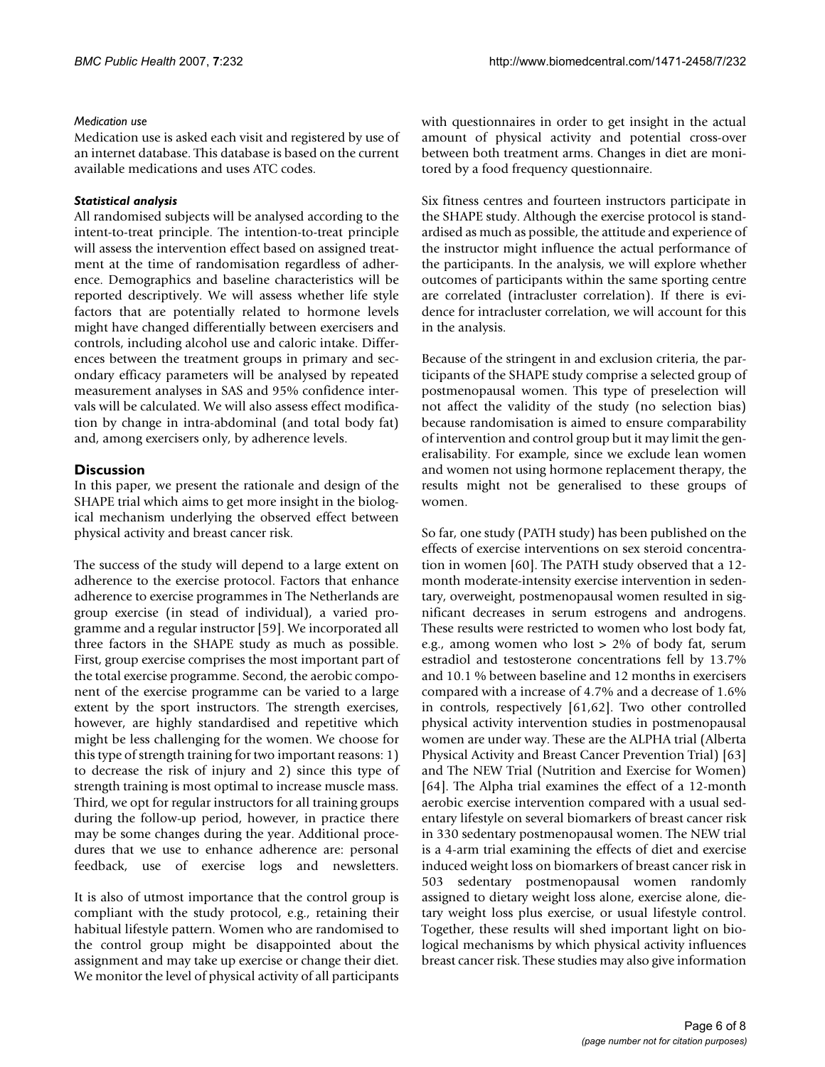#### *Medication use*

Medication use is asked each visit and registered by use of an internet database. This database is based on the current available medications and uses ATC codes.

#### ***Statistical analysis***

All randomised subjects will be analysed according to the intent-to-treat principle. The intention-to-treat principle will assess the intervention effect based on assigned treatment at the time of randomisation regardless of adherence. Demographics and baseline characteristics will be reported descriptively. We will assess whether life style factors that are potentially related to hormone levels might have changed differentially between exercisers and controls, including alcohol use and caloric intake. Differences between the treatment groups in primary and secondary efficacy parameters will be analysed by repeated measurement analyses in SAS and 95% confidence intervals will be calculated. We will also assess effect modification by change in intra-abdominal (and total body fat) and, among exercisers only, by adherence levels.

## Discussion

In this paper, we present the rationale and design of the SHAPE trial which aims to get more insight in the biological mechanism underlying the observed effect between physical activity and breast cancer risk.

The success of the study will depend to a large extent on adherence to the exercise protocol. Factors that enhance adherence to exercise programmes in The Netherlands are group exercise (in stead of individual), a varied programme and a regular instructor [59]. We incorporated all three factors in the SHAPE study as much as possible. First, group exercise comprises the most important part of the total exercise programme. Second, the aerobic component of the exercise programme can be varied to a large extent by the sport instructors. The strength exercises, however, are highly standardised and repetitive which might be less challenging for the women. We choose for this type of strength training for two important reasons: 1) to decrease the risk of injury and 2) since this type of strength training is most optimal to increase muscle mass. Third, we opt for regular instructors for all training groups during the follow-up period, however, in practice there may be some changes during the year. Additional procedures that we use to enhance adherence are: personal feedback, use of exercise logs and newsletters.

It is also of utmost importance that the control group is compliant with the study protocol, e.g., retaining their habitual lifestyle pattern. Women who are randomised to the control group might be disappointed about the assignment and may take up exercise or change their diet. We monitor the level of physical activity of all participants with questionnaires in order to get insight in the actual amount of physical activity and potential cross-over between both treatment arms. Changes in diet are monitored by a food frequency questionnaire.

Six fitness centres and fourteen instructors participate in the SHAPE study. Although the exercise protocol is standardised as much as possible, the attitude and experience of the instructor might influence the actual performance of the participants. In the analysis, we will explore whether outcomes of participants within the same sporting centre are correlated (intracluster correlation). If there is evidence for intracluster correlation, we will account for this in the analysis.

Because of the stringent in and exclusion criteria, the participants of the SHAPE study comprise a selected group of postmenopausal women. This type of preselection will not affect the validity of the study (no selection bias) because randomisation is aimed to ensure comparability of intervention and control group but it may limit the generalisability. For example, since we exclude lean women and women not using hormone replacement therapy, the results might not be generalised to these groups of women.

So far, one study (PATH study) has been published on the effects of exercise interventions on sex steroid concentration in women [60]. The PATH study observed that a 12-month moderate-intensity exercise intervention in sedentary, overweight, postmenopausal women resulted in significant decreases in serum estrogens and androgens. These results were restricted to women who lost body fat, e.g., among women who lost > 2% of body fat, serum estradiol and testosterone concentrations fell by 13.7% and 10.1 % between baseline and 12 months in exercisers compared with a increase of 4.7% and a decrease of 1.6% in controls, respectively [61,62]. Two other controlled physical activity intervention studies in postmenopausal women are under way. These are the ALPHA trial (Alberta Physical Activity and Breast Cancer Prevention Trial) [63] and The NEW Trial (Nutrition and Exercise for Women) [64]. The Alpha trial examines the effect of a 12-month aerobic exercise intervention compared with a usual sedentary lifestyle on several biomarkers of breast cancer risk in 330 sedentary postmenopausal women. The NEW trial is a 4-arm trial examining the effects of diet and exercise induced weight loss on biomarkers of breast cancer risk in 503 sedentary postmenopausal women randomly assigned to dietary weight loss alone, exercise alone, dietary weight loss plus exercise, or usual lifestyle control. Together, these results will shed important light on biological mechanisms by which physical activity influences breast cancer risk. These studies may also give information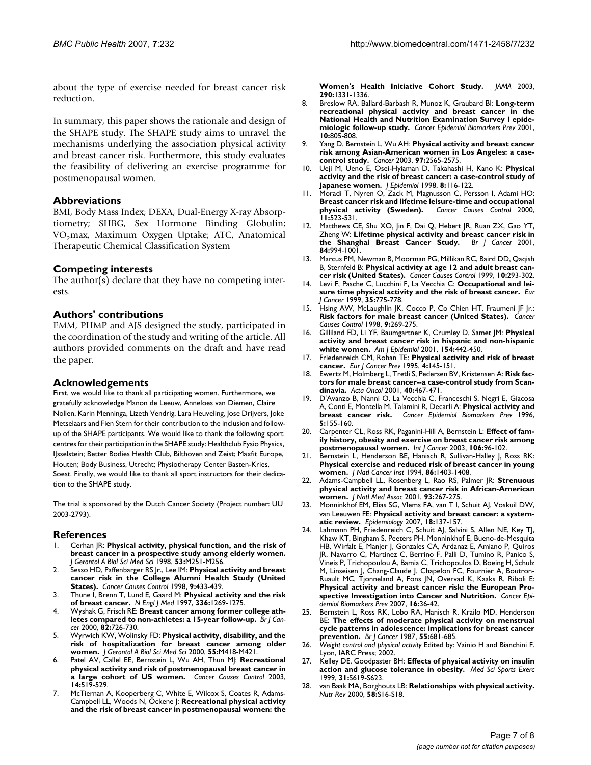about the type of exercise needed for breast cancer risk reduction.

In summary, this paper shows the rationale and design of the SHAPE study. The SHAPE study aims to unravel the mechanisms underlying the association physical activity and breast cancer risk. Furthermore, this study evaluates the feasibility of delivering an exercise programme for postmenopausal women.

## Abbreviations

BMI, Body Mass Index; DEXA, Dual-Energy X-ray Absorptiometry; SHBG, Sex Hormone Binding Globulin; $VO_2$max, Maximum Oxygen Uptake; ATC, Anatomical Therapeutic Chemical Classification System

## Competing interests

The author(s) declare that they have no competing interests.

## Authors' contributions

EMM, PHMP and AJS designed the study, participated in the coordination of the study and writing of the article. All authors provided comments on the draft and have read the paper.

## Acknowledgements

First, we would like to thank all participating women. Furthermore, we gratefully acknowledge Manon de Leeuw, Anneloes van Diemen, Claire Nollen, Karin Menninga, Lizeth Vendrig, Lara Heuveling, Jose Drijvers, Joke Metselaars and Fien Stern for their contribution to the inclusion and follow-up of the SHAPE participants. We would like to thank the following sport centres for their participation in the SHAPE study: Healthclub Fysio Physics, IJsselstein; Better Bodies Health Club, Bilthoven and Zeist; Maxfit Europe, Houten; Body Business, Utrecht; Physiotherapy Center Basten-Kries, Soest. Finally, we would like to thank all sport instructors for their dedication to the SHAPE study.

The trial is sponsored by the Dutch Cancer Society (Project number: UU 2003-2793).

## References

1. Cerhan JR: **Physical activity, physical function, and the risk of breast cancer in a prospective study among elderly women.** *J Gerontol A Biol Sci Med Sci* 1998, **53:**M251-M256.
2. Sesso HD, Paffenbarger RS Jr., Lee IM: **Physical activity and breast cancer risk in the College Alumni Health Study (United States).** *Cancer Causes Control* 1998, **9:**433-439.
3. Thune I, Brenn T, Lund E, Gaard M: **Physical activity and the risk of breast cancer.** *N Engl J Med* 1997, **336:**1269-1275.
4. Wyshak G, Frisch RE: **Breast cancer among former college athletes compared to non-athletes: a 15-year follow-up.** *Br J Cancer* 2000, **82:**726-730.
5. Wyrwich KW, Wolinsky FD: **Physical activity, disability, and the risk of hospitalization for breast cancer among older women.** *J Gerontol A Biol Sci Med Sci* 2000, **55:**M418-M421.
6. Patel AV, Callel EE, Bernstein L, Wu AH, Thun MJ: **Recreational physical activity and risk of postmenopausal breast cancer in a large cohort of US women.** *Cancer Causes Control* 2003, **14:**519-529.
7. McTiernan A, Kooperberg C, White E, Wilcox S, Coates R, Adams-Campbell LL, Woods N, Ockene J: **Recreational physical activity and the risk of breast cancer in postmenopausal women: the Women's Health Initiative Cohort Study.** *JAMA* 2003, **290:**1331-1336.
8. Breslow RA, Ballard-Barbash R, Munoz K, Graubard BI: **Long-term recreational physical activity and breast cancer in the National Health and Nutrition Examination Survey I epidemiologic follow-up study.** *Cancer Epidemiol Biomarkers Prev* 2001, **10:**805-808.
9. Yang D, Bernstein L, Wu AH: **Physical activity and breast cancer risk among Asian-American women in Los Angeles: a case-control study.** *Cancer* 2003, **97:**2565-2575.
10. Ueji M, Ueno E, Osei-Hyiaman D, Takahashi H, Kano K: **Physical activity and the risk of breast cancer: a case-control study of Japanese women.** *J Epidemiol* 1998, **8:**116-122.
11. Moradi T, Nyren O, Zack M, Magnusson C, Persson I, Adami HO: **Breast cancer risk and lifetime leisure-time and occupational physical activity (Sweden).** *Cancer Causes Control* 2000, **11:**523-531.
12. Matthews CE, Shu XO, Jin F, Dai Q, Hebert JR, Ruan ZX, Gao YT, Zheng W: **Lifetime physical activity and breast cancer risk in the Shanghai Breast Cancer Study.** *Br J Cancer* 2001, **84:**994-1001.
13. Marcus PM, Newman B, Moorman PG, Millikan RC, Baird DD, Qaqish B, Sternfeld B: **Physical activity at age 12 and adult breast cancer risk (United States).** *Cancer Causes Control* 1999, **10:**293-302.
14. Levi F, Pasche C, Lucchini F, La Vecchia C: **Occupational and leisure time physical activity and the risk of breast cancer.** *Eur J Cancer* 1999, **35:**775-778.
15. Hsing AW, McLaughlin JK, Cocco P, Co Chien HT, Fraumeni JF Jr.: **Risk factors for male breast cancer (United States).** *Cancer Causes Control* 1998, **9:**269-275.
16. Gilliland FD, Li YF, Baumgartner K, Crumley D, Samet JM: **Physical activity and breast cancer risk in hispanic and non-hispanic white women.** *Am J Epidemiol* 2001, **154:**442-450.
17. Friedenreich CM, Rohan TE: **Physical activity and risk of breast cancer.** *Eur J Cancer Prev* 1995, **4:**145-151.
18. Ewertz M, Holmberg L, Tretli S, Pedersen BV, Kristensen A: **Risk factors for male breast cancer--a case-control study from Scandinavia.** *Acta Oncol* 2001, **40:**467-471.
19. D'Avanzo B, Nanni O, La Vecchia C, Franceschi S, Negri E, Giacosa A, Conti E, Montella M, Talamini R, Decarli A: **Physical activity and breast cancer risk.** *Cancer Epidemiol Biomarkers Prev* 1996, **5:**155-160.
20. Carpenter CL, Ross RK, Paganini-Hill A, Bernstein L: **Effect of family history, obesity and exercise on breast cancer risk among postmenopausal women.** *Int J Cancer* 2003, **106:**96-102.
21. Bernstein L, Henderson BE, Hanisch R, Sullivan-Halley J, Ross RK: **Physical exercise and reduced risk of breast cancer in young women.** *J Natl Cancer Inst* 1994, **86:**1403-1408.
22. Adams-Campbell LL, Rosenberg L, Rao RS, Palmer JR: **Strenuous physical activity and breast cancer risk in African-American women.** *J Natl Med Assoc* 2001, **93:**267-275.
23. Monninkhof EM, Elias SG, Vlems FA, van T I, Schuit AJ, Voskuil DW, van Leeuwen FE: **Physical activity and breast cancer: a systematic review.** *Epidemiology* 2007, **18:**137-157.
24. Lahmann PH, Friedenreich C, Schuit AJ, Salvini S, Allen NE, Key TJ, Khaw KT, Bingham S, Peeters PH, Monninkhof E, Bueno-de-Mesquita HB, Wirfalt E, Manjer J, Gonzales CA, Ardanaz E, Amiano P, Quiros JR, Navarro C, Martinez C, Berrino F, Palli D, Tumino R, Panico S, Vineis P, Trichopoulou A, Bamia C, Trichopoulos D, Boeing H, Schulz M, Linseisen J, Chang-Claude J, Chapelon FC, Fournier A, Boutron-Ruault MC, Tjonneland A, Fons JN, Overvad K, Kaaks R, Riboli E: **Physical activity and breast cancer risk: the European Prospective Investigation into Cancer and Nutrition.** *Cancer Epidemiol Biomarkers Prev* 2007, **16:**36-42.
25. Bernstein L, Ross RK, Lobo RA, Hanisch R, Krailo MD, Henderson BE: **The effects of moderate physical activity on menstrual cycle patterns in adolescence: implications for breast cancer prevention.** *Br J Cancer* 1987, **55:**681-685.
26. *Weight control and physical activity* Edited by: Vainio H and Bianchini F. Lyon, IARC Press; 2002.
27. Kelley DE, Goodpaster BH: **Effects of physical activity on insulin action and glucose tolerance in obesity.** *Med Sci Sports Exerc* 1999, **31:**S619-S623.
28. van Baak MA, Borghouts LB: **Relationships with physical activity.** *Nutr Rev* 2000, **58:**S16-S18.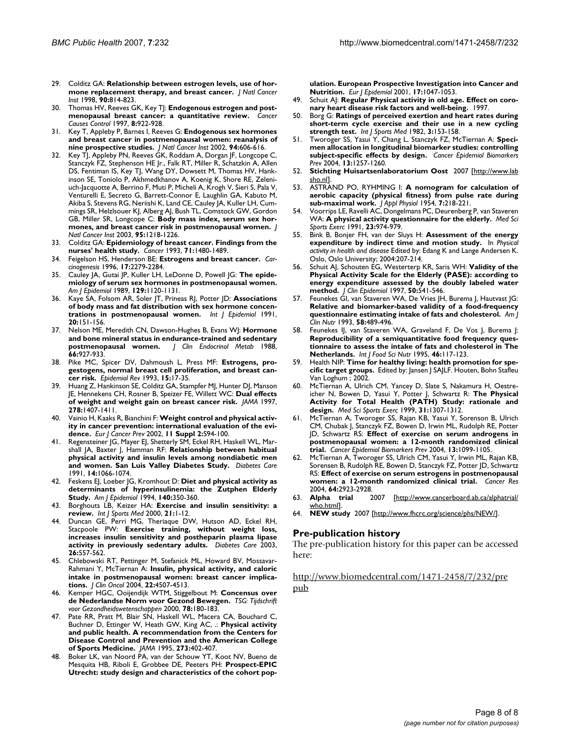29. Colditz GA: **Relationship between estrogen levels, use of hormone replacement therapy, and breast cancer.** *J Natl Cancer Inst* 1998, **90:**814-823.
30. Thomas HV, Reeves GK, Key TJ: **Endogenous estrogen and postmenopausal breast cancer: a quantitative review.** *Cancer Causes Control* 1997, **8:**922-928.
31. Key T, Appleby P, Barnes I, Reeves G: **Endogenous sex hormones and breast cancer in postmenopausal women: reanalysis of nine prospective studies.** *J Natl Cancer Inst* 2002, **94:**606-616.
32. Key TJ, Appleby PN, Reeves GK, Roddam A, Dorgan JF, Longcope C, Stanczyk FZ, Stephenson HE Jr., Falk RT, Miller R, Schatzkin A, Allen DS, Fentiman IS, Key TJ, Wang DY, Dowsett M, Thomas HV, Hankinson SE, Toniolo P, Akhmedkhanov A, Koenig K, Shore RE, Zeleniuch-Jacquotte A, Berrino F, Muti P, Micheli A, Krogh V, Sieri S, Pala V, Venturelli E, Secreto G, Barrett-Connor E, Laughlin GA, Kabuto M, Akiba S, Stevens RG, Neriishi K, Land CE, Cauley JA, Kuller LH, Cummings SR, Helzlsouer KJ, Alberg AJ, Bush TL, Comstock GW, Gordon GB, Miller SR, Longcope C: **Body mass index, serum sex hormones, and breast cancer risk in postmenopausal women.** *J Natl Cancer Inst* 2003, **95:**1218-1226.
33. Colditz GA: **Epidemiology of breast cancer. Findings from the nurses' health study.** *Cancer* 1993, **71:**1480-1489.
34. Feigelson HS, Henderson BE: **Estrogens and breast cancer.** *Carcinogenesis* 1996, **17:**2279-2284.
35. Cauley JA, Gutai JP, Kuller LH, LeDonne D, Powell JG: **The epidemiology of serum sex hormones in postmenopausal women.** *Am J Epidemiol* 1989, **129:**1120-1131.
36. Kaye SA, Folsom AR, Soler JT, Prineas RJ, Potter JD: **Associations of body mass and fat distribution with sex hormone concentrations in postmenopausal women.** *Int J Epidemiol* 1991, **20:**151-156.
37. Nelson ME, Meredith CN, Dawson-Hughes B, Evans WJ: **Hormone and bone mineral status in endurance-trained and sedentary postmenopausal women.** *J Clin Endocrinol Metab* 1988, **66:**927-933.
38. Pike MC, Spicer DV, Dahmoush L, Press MF: **Estrogens, progestogens, normal breast cell proliferation, and breast cancer risk.** *Epidemiol Rev* 1993, **15:**17-35.
39. Huang Z, Hankinson SE, Colditz GA, Stampfer MJ, Hunter DJ, Manson JE, Hennekens CH, Rosner B, Speizer FE, Willett WC: **Dual effects of weight and weight gain on breast cancer risk.** *JAMA* 1997, **278:**1407-1411.
40. Vainio H, Kaaks R, Bianchini F: **Weight control and physical activity in cancer prevention: international evaluation of the evidence.** *Eur J Cancer Prev* 2002, **11 Suppl 2:**S94-100.
41. Regensteiner JG, Mayer EJ, Shetterly SM, Eckel RH, Haskell WL, Marshall JA, Baxter J, Hamman RF: **Relationship between habitual physical activity and insulin levels among nondiabetic men and women. San Luis Valley Diabetes Study.** *Diabetes Care* 1991, **14:**1066-1074.
42. Feskens EJ, Loeber JG, Kromhout D: **Diet and physical activity as determinants of hyperinsulinemia: the Zutphen Elderly Study.** *Am J Epidemiol* 1994, **140:**350-360.
43. Borghouts LB, Keizer HA: **Exercise and insulin sensitivity: a review.** *Int J Sports Med* 2000, **21:**1-12.
44. Duncan GE, Perri MG, Theriaque DW, Hutson AD, Eckel RH, Stacpoole PW: **Exercise training, without weight loss, increases insulin sensitivity and postheparin plasma lipase activity in previously sedentary adults.** *Diabetes Care* 2003, **26:**557-562.
45. Chlebowski RT, Pettinger M, Stefanick ML, Howard BV, Mossavar-Rahmani Y, McTiernan A: **Insulin, physical activity, and caloric intake in postmenopausal women: breast cancer implications.** *J Clin Oncol* 2004, **22:**4507-4513.
46. Kemper HGC, Ooijendijk WTM, Stiggelbout M: **Concensus over de Nederlandse Norm voor Gezond Bewegen.** *TSG: Tijdschrift voor Gezondheidswetenschappen* 2000, **78:**180-183.
47. Pate RR, Pratt M, Blair SN, Haskell WL, Macera CA, Bouchard C, Buchner D, Ettinger W, Heath GW, King AC, .: **Physical activity and public health. A recommendation from the Centers for Disease Control and Prevention and the American College of Sports Medicine.** *JAMA* 1995, **273:**402-407.
48. Boker LK, van Noord PA, van der Schouw YT, Koot NV, Bueno de Mesquita HB, Riboli E, Grobbee DE, Peeters PH: **Prospect-EPIC Utrecht: study design and characteristics of the cohort population. European Prospective Investigation into Cancer and Nutrition.** *Eur J Epidemiol* 2001, **17:**1047-1053.
49. Schuit AJ: **Regular Physical activity in old age. Effect on coronary heart disease risk factors and well-being.** 1997.
50. Borg G: **Ratings of perceived exertion and heart rates during short-term cycle exercise and their use in a new cycling strength test.** *Int J Sports Med* 1982, **3:**153-158.
51. Tworoger SS, Yasui Y, Chang L, Stanczyk FZ, McTiernan A: **Specimen allocation in longitudinal biomarker studies: controlling subject-specific effects by design.** *Cancer Epidemiol Biomarkers Prev* 2004, **13:**1257-1260.
52. **Stichting Huisartsenlaboratorium Oost** 2007 [http://www.labsho.nl].
53. ASTRAND PO, RYHMING I: **A nomogram for calculation of aerobic capacity (physical fitness) from pulse rate during sub-maximal work.** *J Appl Physiol* 1954, **7:**218-221.
54. Voorrips LE, Ravelli AC, Dongelmans PC, Deurenberg P, van Staveren WA: **A physical activity questionnaire for the elderly.** *Med Sci Sports Exerc* 1991, **23:**974-979.
55. Bink B, Bonjer FH, van der Sluys H: **Assessment of the energy expenditure by indirect time and motion study.** In *Physical activity in health and disease* Edited by: Edang K and Lange Andersen K. Oslo, Oslo University; 2004:207-214.
56. Schuit AJ, Schouten EG, Westerterp KR, Saris WH: **Validity of the Physical Activity Scale for the Elderly (PASE): according to energy expenditure assessed by the doubly labeled water method.** *J Clin Epidemiol* 1997, **50:**541-546.
57. Feunekes GI, van Staveren WA, De Vries JH, Burema J, Hautvast JG: **Relative and biomarker-based validity of a food-frequency questionnaire estimating intake of fats and cholesterol.** *Am J Clin Nutr* 1993, **58:**489-496.
58. Feunekes IJ, van Staveren WA, Graveland F, De Vos J, Burema J: **Reproducibility of a semiquantitative food frequency questionnaire to assess the intake of fats and cholesterol in The Netherlands.** *Int J Food Sci Nutr* 1995, **46:**117-123.
59. Health NIP: **Time for healthy living: health promotion for specific target groups.** Edited by: Jansen J SAJLF. Houten, Bohn Stafleu Van Loghum ; 2002.
60. McTiernan A, Ulrich CM, Yancey D, Slate S, Nakamura H, Oestreicher N, Bowen D, Yasui Y, Potter J, Schwartz R: **The Physical Activity for Total Health (PATH) Study: rationale and design.** *Med Sci Sports Exerc* 1999, **31:**1307-1312.
61. McTiernan A, Tworoger SS, Rajan KB, Yasui Y, Sorenson B, Ulrich CM, Chubak J, Stanczyk FZ, Bowen D, Irwin ML, Rudolph RE, Potter JD, Schwartz RS: **Effect of exercise on serum androgens in postmenopausal women: a 12-month randomized clinical trial.** *Cancer Epidemiol Biomarkers Prev* 2004, **13:**1099-1105.
62. McTiernan A, Tworoger SS, Ulrich CM, Yasui Y, Irwin ML, Rajan KB, Sorensen B, Rudolph RE, Bowen D, Stanczyk FZ, Potter JD, Schwartz RS: **Effect of exercise on serum estrogens in postmenopausal women: a 12-month randomized clinical trial.** *Cancer Res* 2004, **64:**2923-2928.
63. **Alpha trial** 2007 [http://www.cancerboard.ab.ca/alphatrial/who.html].
64. **NEW study** 2007 [http://www.fhcrc.org/science/phs/NEW/].

## Pre-publication history

The pre-publication history for this paper can be accessed here:

http://www.biomedcentral.com/1471-2458/7/232/prepub